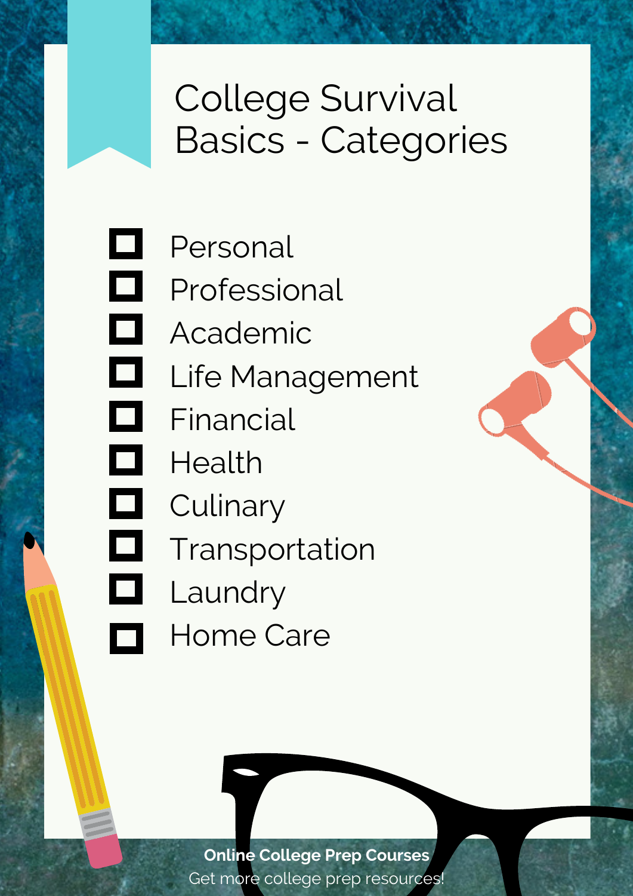# College Survival Basics - Categories

- [ ] Personal
- [ ] Professional
- [ ] Academic
- [ ] Life Management
- [ ] Financial
- [ ] Health
- [ ] Culinary
- [ ] Transportation
- [ ] Laundry
- [ ] Home Care

**Online College Prep Courses**

Get more college prep resources!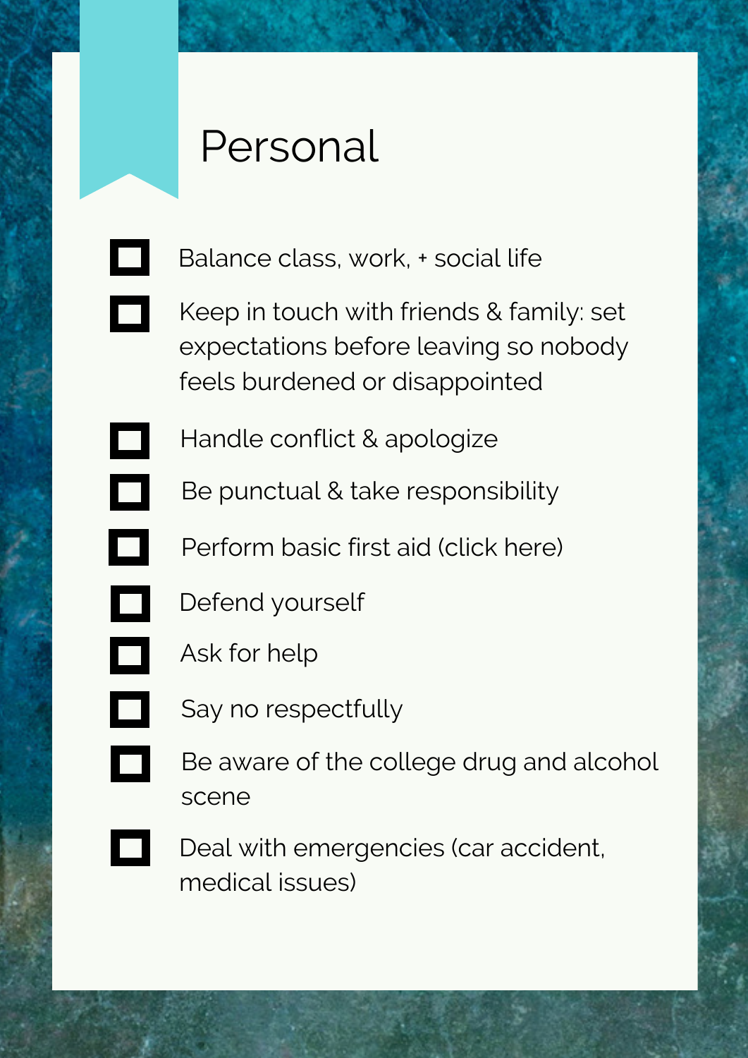# Personal

- [ ] Balance class, work, + social life
- [ ] Keep in touch with friends & family: set expectations before leaving so nobody feels burdened or disappointed
- [ ] Handle conflict & apologize
- [ ] Be punctual & take responsibility
- [ ] Perform basic first aid (click here)
- [ ] Defend yourself
- [ ] Ask for help
- [ ] Say no respectfully
- [ ] Be aware of the college drug and alcohol scene
- [ ] Deal with emergencies (car accident, medical issues)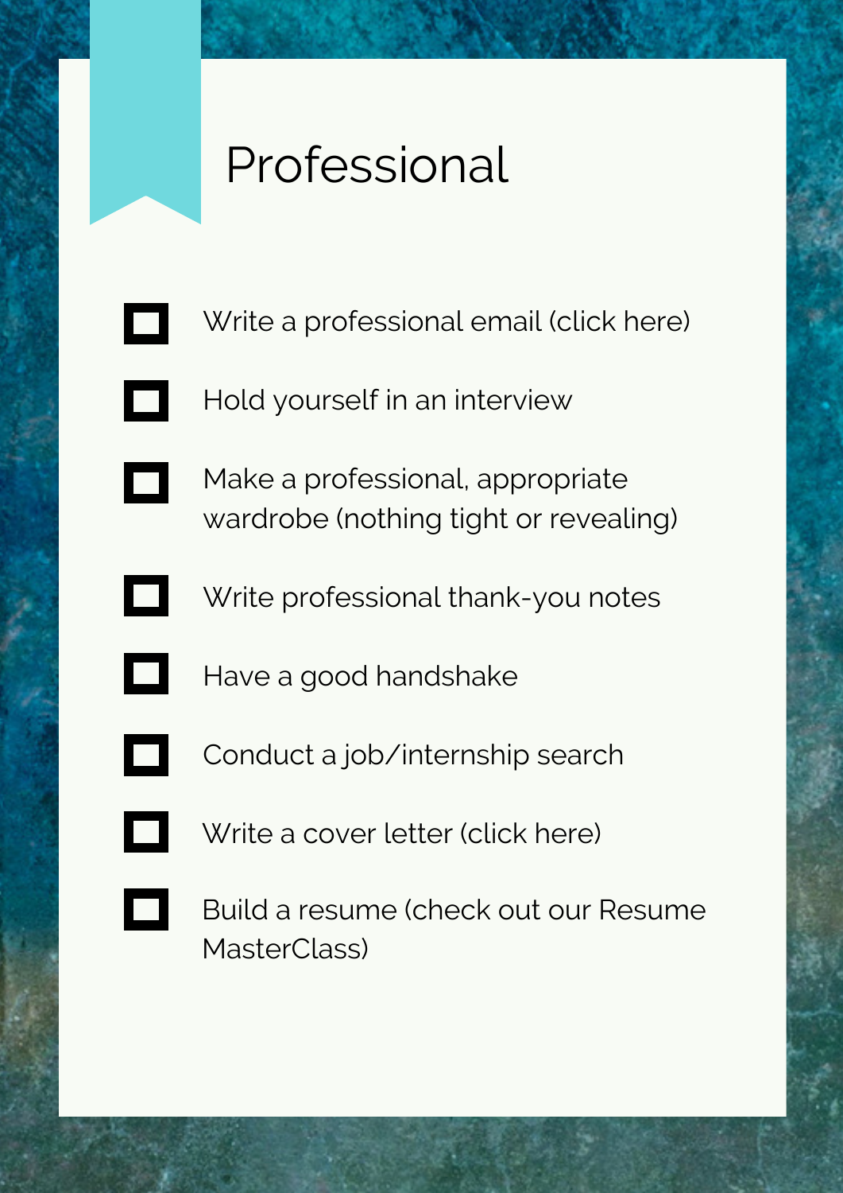# Professional

- [ ] Write a professional email (click here)
- [ ] Hold yourself in an interview
- [ ] Make a professional, appropriate wardrobe (nothing tight or revealing)
- [ ] Write professional thank-you notes
- [ ] Have a good handshake
- [ ] Conduct a job/internship search
- [ ] Write a cover letter (click here)
- [ ] Build a resume (check out our Resume MasterClass)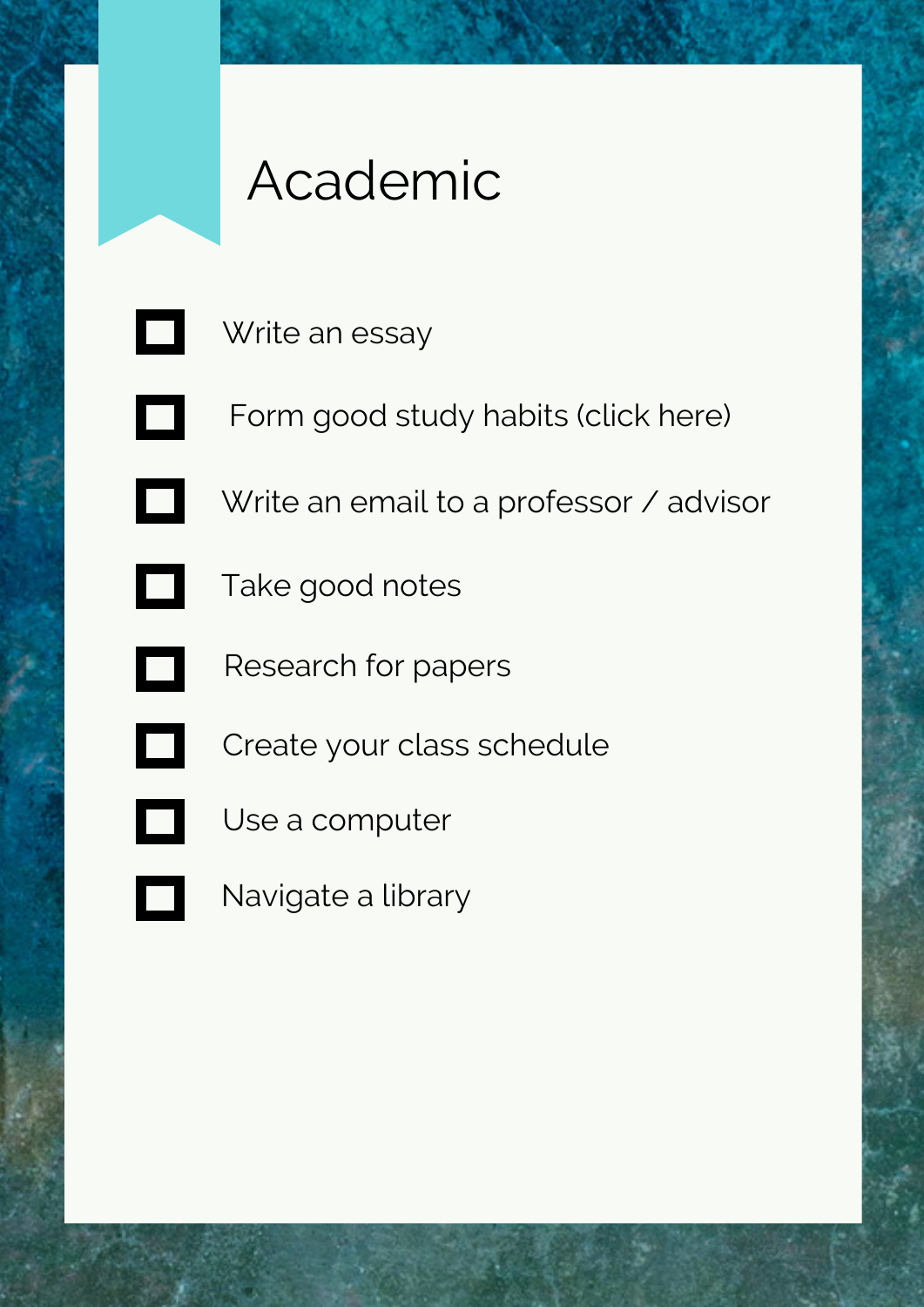# Academic

- [ ] Write an essay
- [ ] Form good study habits (click here)
- [ ] Write an email to a professor / advisor
- [ ] Take good notes
- [ ] Research for papers
- [ ] Create your class schedule
- [ ] Use a computer
- [ ] Navigate a library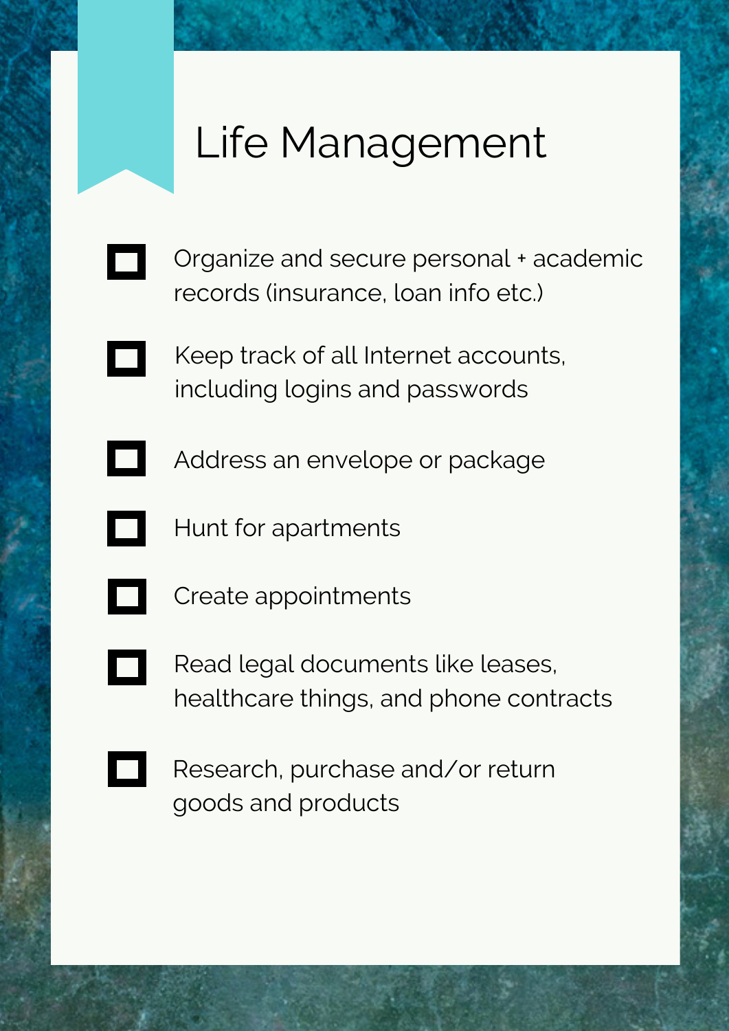# Life Management

- [ ] Organize and secure personal + academic records (insurance, loan info etc.)
- [ ] Keep track of all Internet accounts, including logins and passwords
- [ ] Address an envelope or package
- [ ] Hunt for apartments
- [ ] Create appointments
- [ ] Read legal documents like leases, healthcare things, and phone contracts
- [ ] Research, purchase and/or return goods and products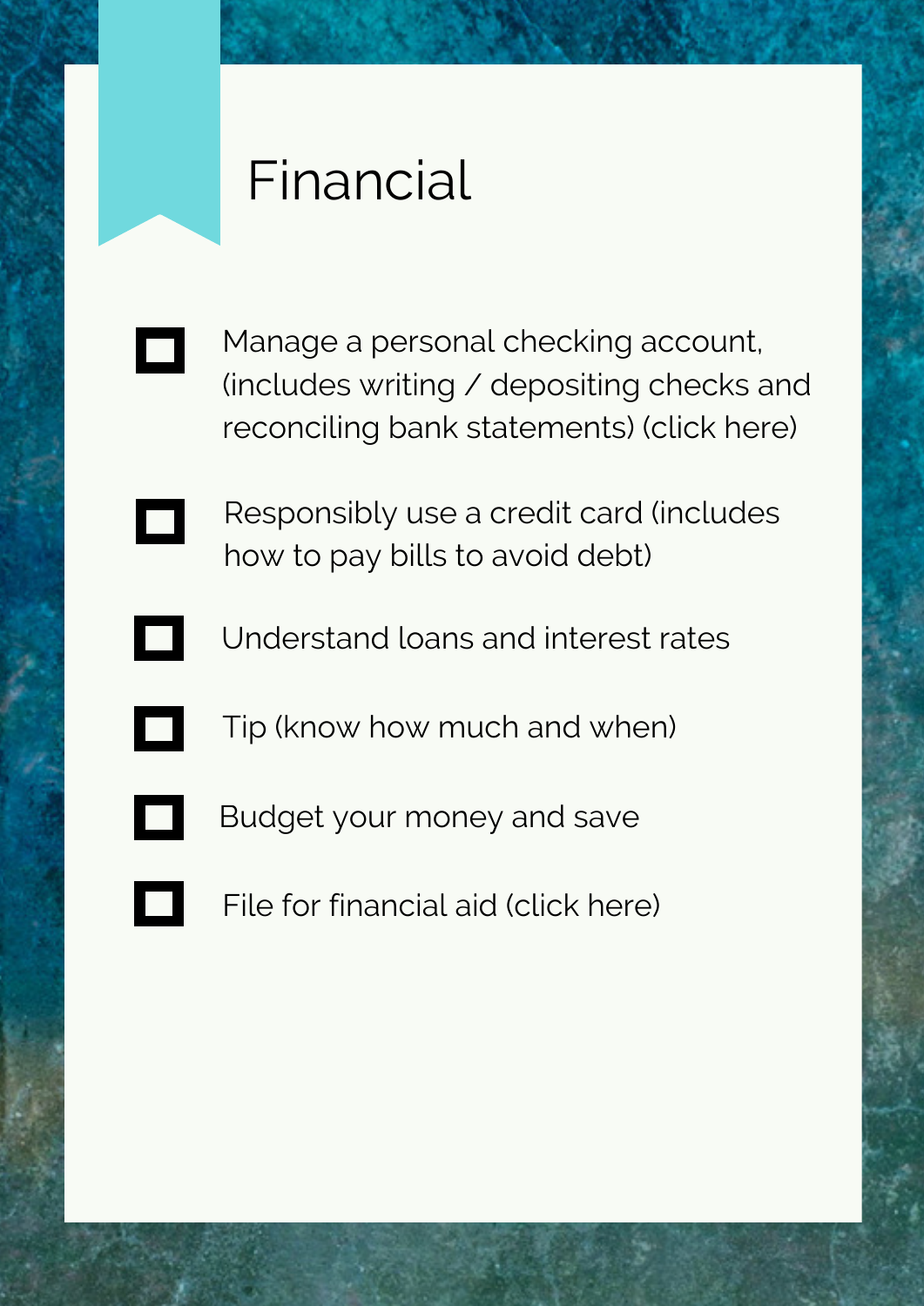# Financial

- [ ] Manage a personal checking account, (includes writing / depositing checks and reconciling bank statements) (click here)
- [ ] Responsibly use a credit card (includes how to pay bills to avoid debt)
- [ ] Understand loans and interest rates
- [ ] Tip (know how much and when)
- [ ] Budget your money and save
- [ ] File for financial aid (click here)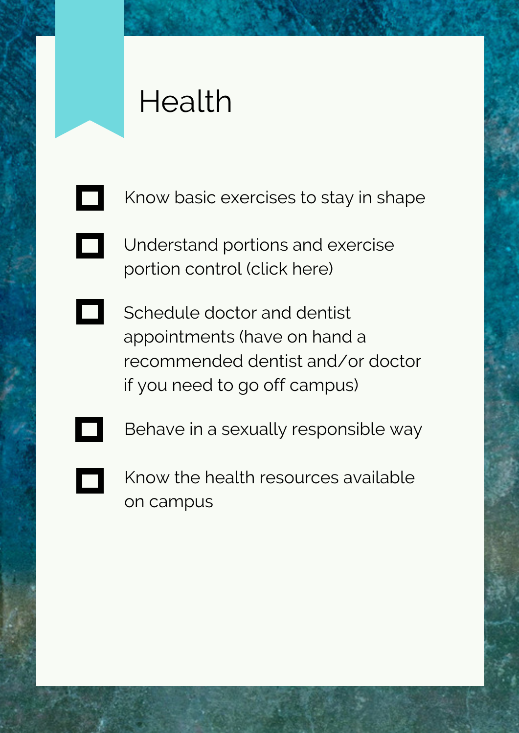# Health

- [ ] Know basic exercises to stay in shape
- [ ] Understand portions and exercise portion control (click here)
- [ ] Schedule doctor and dentist appointments (have on hand a recommended dentist and/or doctor if you need to go off campus)
- [ ] Behave in a sexually responsible way
- [ ] Know the health resources available on campus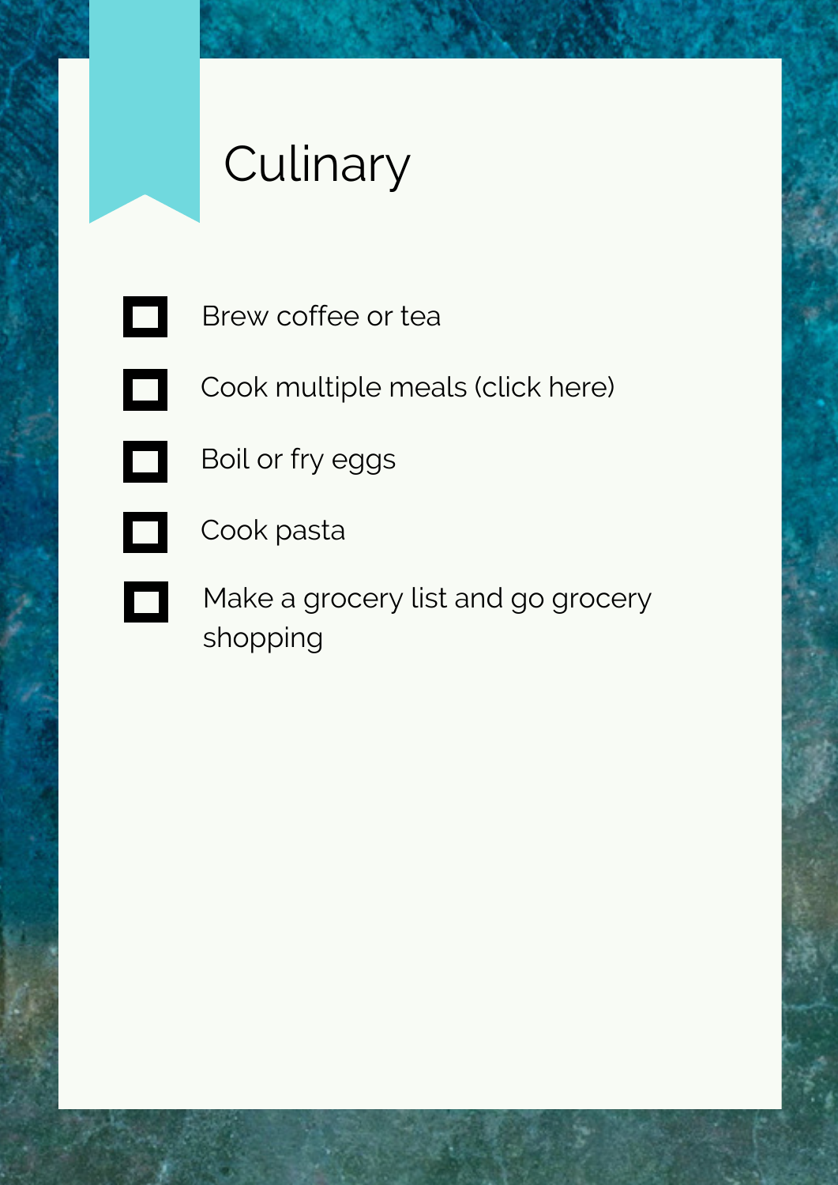# Culinary

- [ ] Brew coffee or tea
- [ ] Cook multiple meals (click here)
- [ ] Boil or fry eggs
- [ ] Cook pasta
- [ ] Make a grocery list and go grocery shopping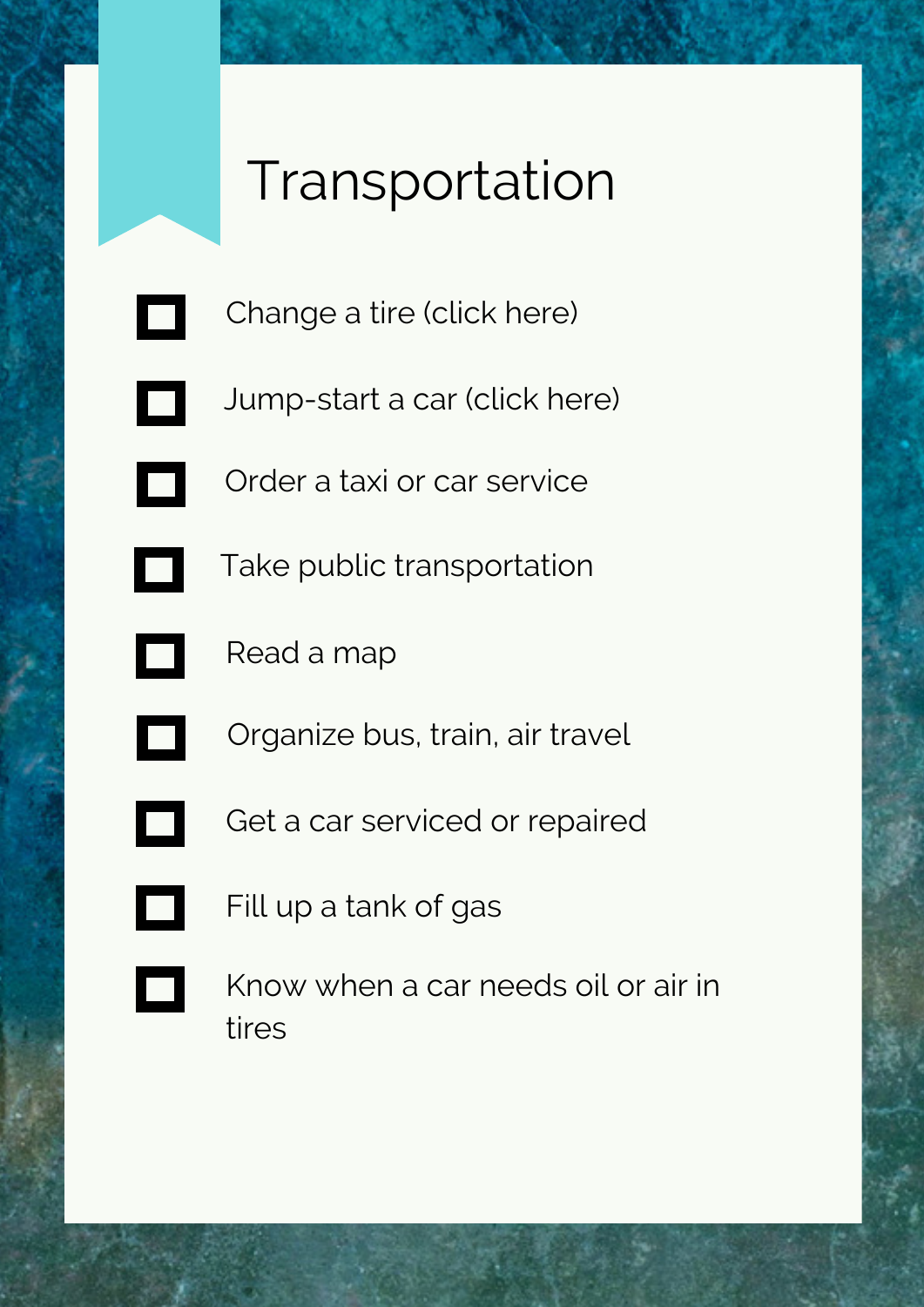# Transportation

- [ ] Change a tire (click here)
- [ ] Jump-start a car (click here)
- [ ] Order a taxi or car service
- [ ] Take public transportation
- [ ] Read a map
- [ ] Organize bus, train, air travel
- [ ] Get a car serviced or repaired
- [ ] Fill up a tank of gas
- [ ] Know when a car needs oil or air in tires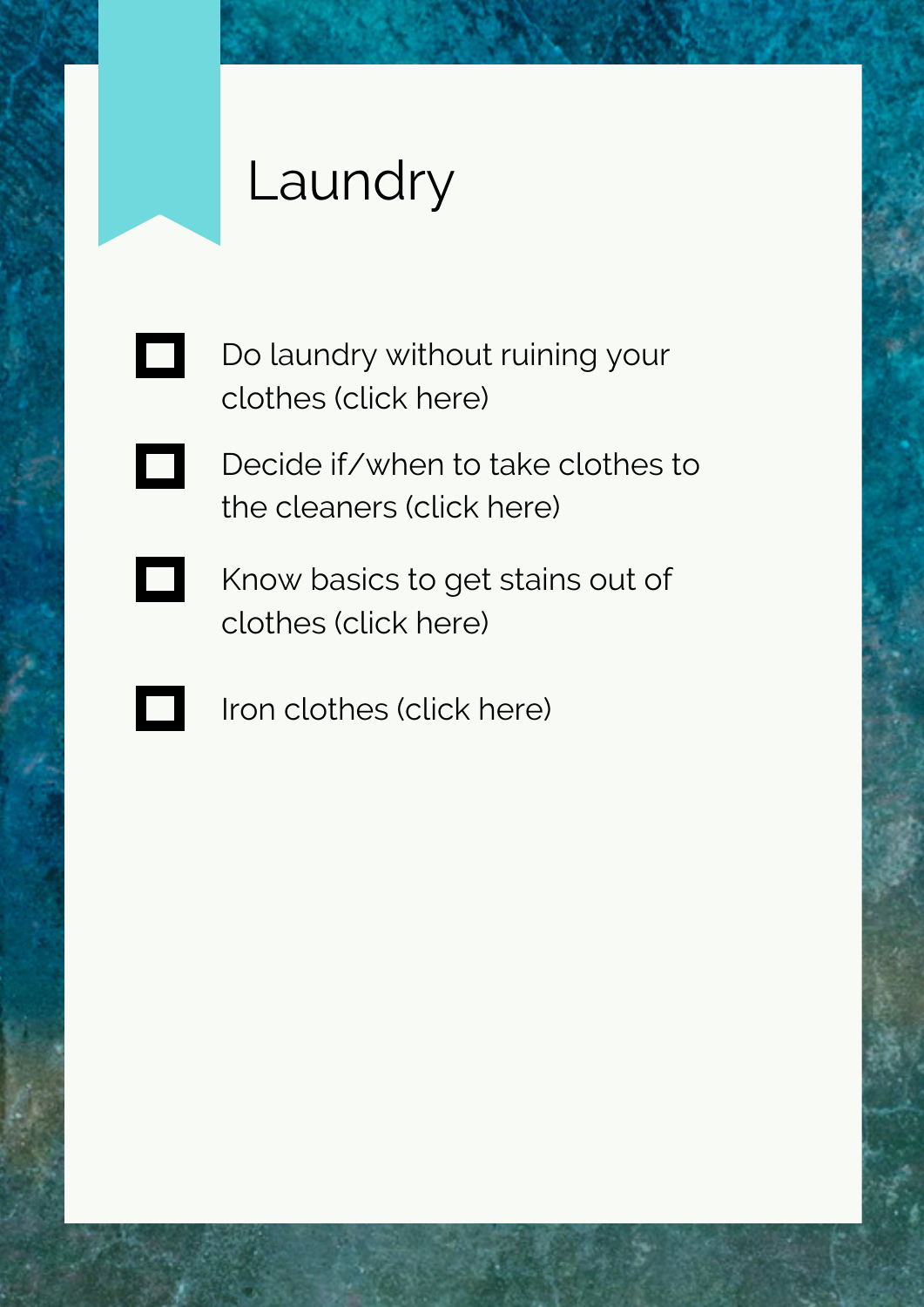# Laundry

- [ ] Do laundry without ruining your clothes (click here)
- [ ] Decide if/when to take clothes to the cleaners (click here)
- [ ] Know basics to get stains out of clothes (click here)
- [ ] Iron clothes (click here)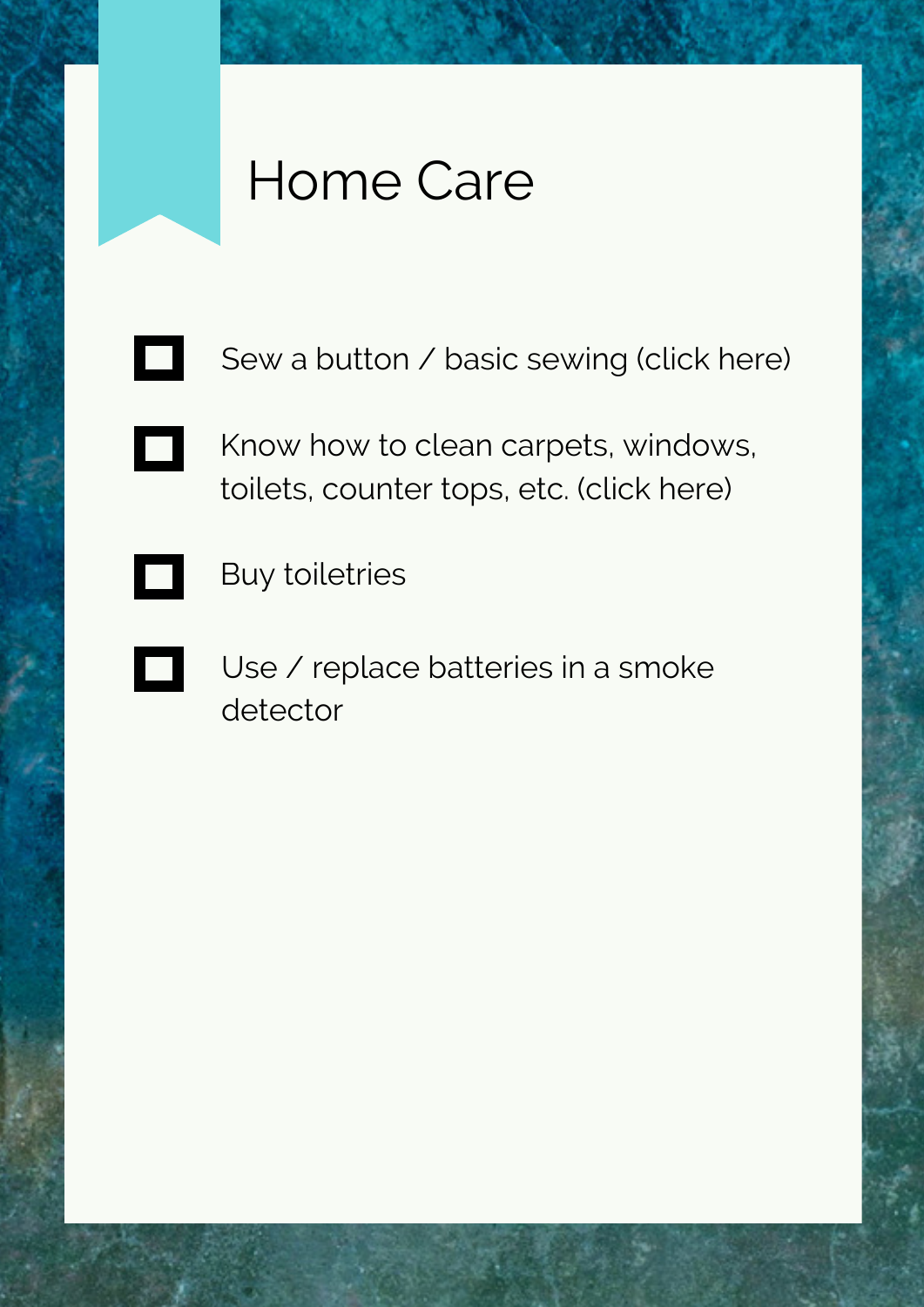# Home Care

- [ ] Sew a button / basic sewing (click here)
- [ ] Know how to clean carpets, windows, toilets, counter tops, etc. (click here)
- [ ] Buy toiletries
- [ ] Use / replace batteries in a smoke detector